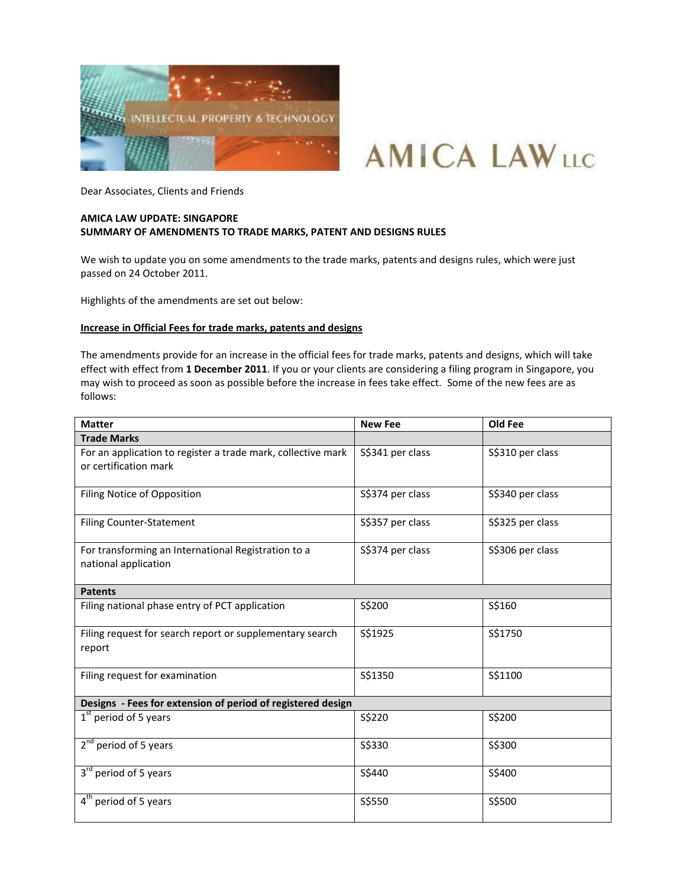Dear Associates, Clients and Friends

**AMICA LAW UPDATE: SINGAPORE**
**SUMMARY OF AMENDMENTS TO TRADE MARKS, PATENT AND DESIGNS RULES**

We wish to update you on some amendments to the trade marks, patents and designs rules, which were just passed on 24 October 2011.

Highlights of the amendments are set out below:

**Increase in Official Fees for trade marks, patents and designs**

The amendments provide for an increase in the official fees for trade marks, patents and designs, which will take effect with effect from **1 December 2011**. If you or your clients are considering a filing program in Singapore, you may wish to proceed as soon as possible before the increase in fees take effect. Some of the new fees are as follows:

| Matter | New Fee | Old Fee |
|---|---|---|
| **Trade Marks** | | |
| For an application to register a trade mark, collective mark or certification mark | S$341 per class | S$310 per class |
| Filing Notice of Opposition | S$374 per class | S$340 per class |
| Filing Counter-Statement | S$357 per class | S$325 per class |
| For transforming an International Registration to a national application | S$374 per class | S$306 per class |
| **Patents** | | |
| Filing national phase entry of PCT application | S$200 | S$160 |
| Filing request for search report or supplementary search report | S$1925 | S$1750 |
| Filing request for examination | S$1350 | S$1100 |
| **Designs - Fees for extension of period of registered design** | | |
| 1st period of 5 years | S$220 | S$200 |
| 2nd period of 5 years | S$330 | S$300 |
| 3rd period of 5 years | S$440 | S$400 |
| 4th period of 5 years | S$550 | S$500 |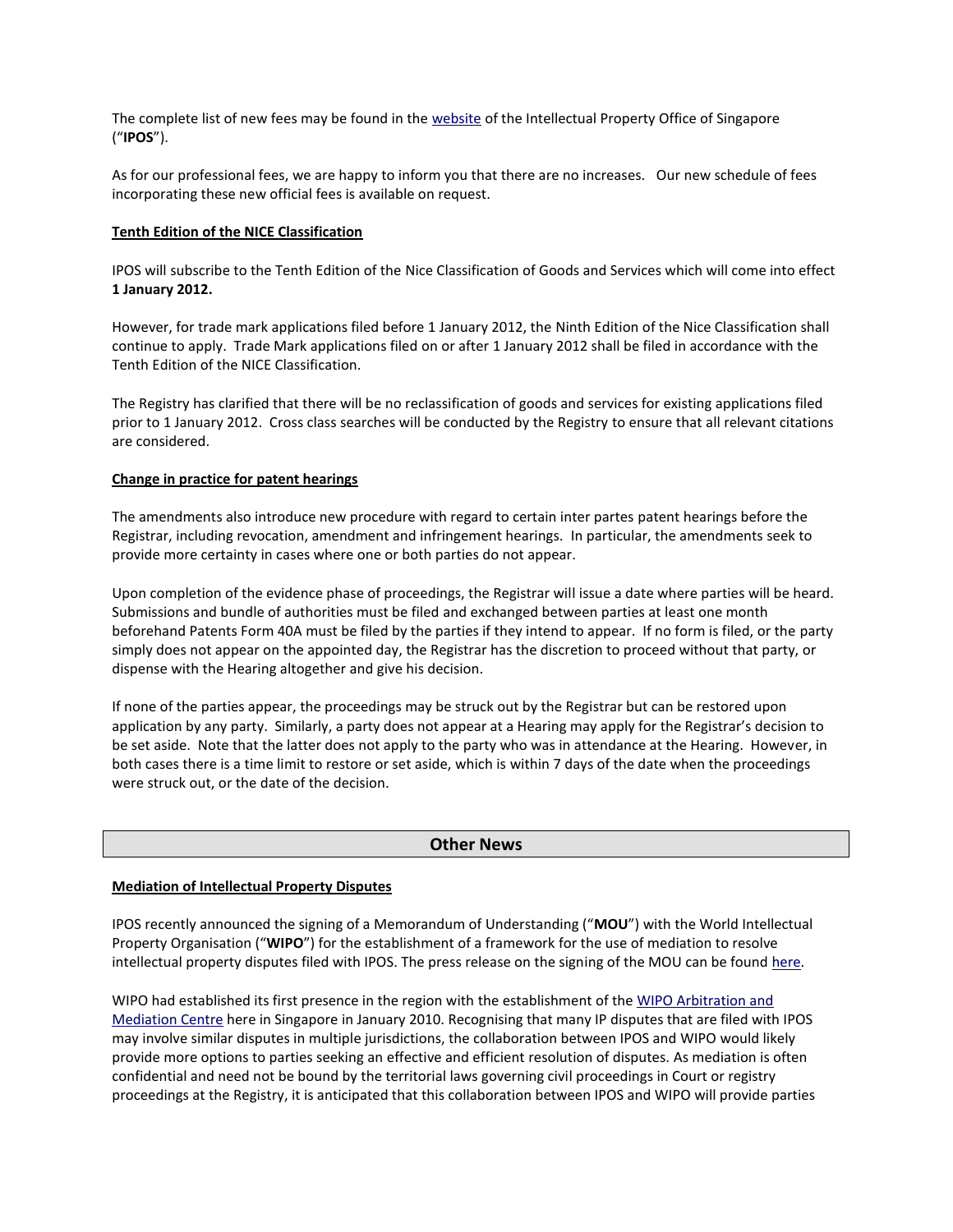The complete list of new fees may be found in the [website](#) of the Intellectual Property Office of Singapore ("**IPOS**").

As for our professional fees, we are happy to inform you that there are no increases. Our new schedule of fees incorporating these new official fees is available on request.

**Tenth Edition of the NICE Classification**

IPOS will subscribe to the Tenth Edition of the Nice Classification of Goods and Services which will come into effect **1 January 2012.**

However, for trade mark applications filed before 1 January 2012, the Ninth Edition of the Nice Classification shall continue to apply. Trade Mark applications filed on or after 1 January 2012 shall be filed in accordance with the Tenth Edition of the NICE Classification.

The Registry has clarified that there will be no reclassification of goods and services for existing applications filed prior to 1 January 2012. Cross class searches will be conducted by the Registry to ensure that all relevant citations are considered.

**Change in practice for patent hearings**

The amendments also introduce new procedure with regard to certain inter partes patent hearings before the Registrar, including revocation, amendment and infringement hearings. In particular, the amendments seek to provide more certainty in cases where one or both parties do not appear.

Upon completion of the evidence phase of proceedings, the Registrar will issue a date where parties will be heard. Submissions and bundle of authorities must be filed and exchanged between parties at least one month beforehand Patents Form 40A must be filed by the parties if they intend to appear. If no form is filed, or the party simply does not appear on the appointed day, the Registrar has the discretion to proceed without that party, or dispense with the Hearing altogether and give his decision.

If none of the parties appear, the proceedings may be struck out by the Registrar but can be restored upon application by any party. Similarly, a party does not appear at a Hearing may apply for the Registrar's decision to be set aside. Note that the latter does not apply to the party who was in attendance at the Hearing. However, in both cases there is a time limit to restore or set aside, which is within 7 days of the date when the proceedings were struck out, or the date of the decision.

## Other News

**Mediation of Intellectual Property Disputes**

IPOS recently announced the signing of a Memorandum of Understanding ("**MOU**") with the World Intellectual Property Organisation ("**WIPO**") for the establishment of a framework for the use of mediation to resolve intellectual property disputes filed with IPOS. The press release on the signing of the MOU can be found [here](#).

WIPO had established its first presence in the region with the establishment of the [WIPO Arbitration and Mediation Centre](#) here in Singapore in January 2010. Recognising that many IP disputes that are filed with IPOS may involve similar disputes in multiple jurisdictions, the collaboration between IPOS and WIPO would likely provide more options to parties seeking an effective and efficient resolution of disputes. As mediation is often confidential and need not be bound by the territorial laws governing civil proceedings in Court or registry proceedings at the Registry, it is anticipated that this collaboration between IPOS and WIPO will provide parties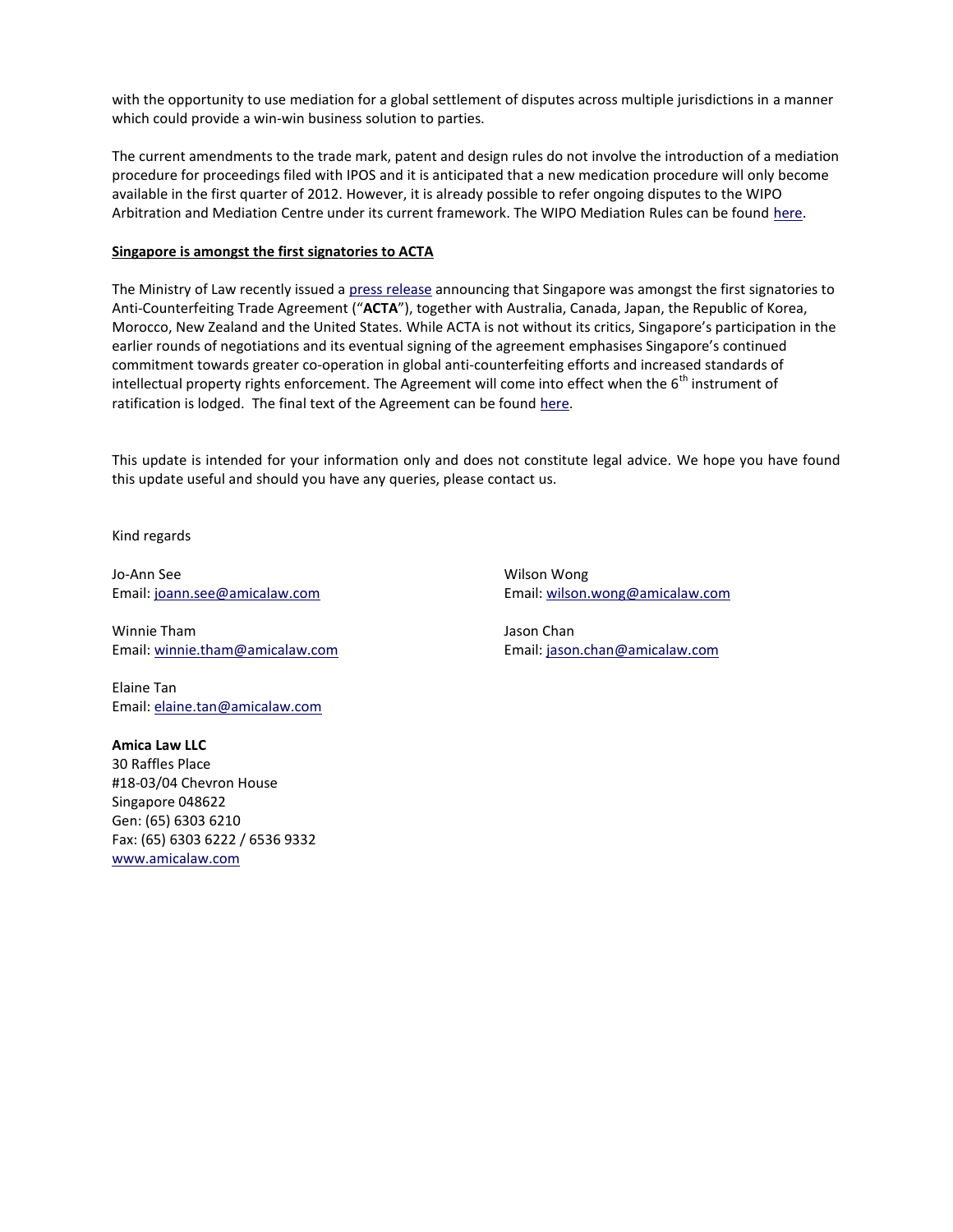with the opportunity to use mediation for a global settlement of disputes across multiple jurisdictions in a manner which could provide a win-win business solution to parties.

The current amendments to the trade mark, patent and design rules do not involve the introduction of a mediation procedure for proceedings filed with IPOS and it is anticipated that a new medication procedure will only become available in the first quarter of 2012. However, it is already possible to refer ongoing disputes to the WIPO Arbitration and Mediation Centre under its current framework. The WIPO Mediation Rules can be found here.

**Singapore is amongst the first signatories to ACTA**

The Ministry of Law recently issued a press release announcing that Singapore was amongst the first signatories to Anti-Counterfeiting Trade Agreement ("**ACTA**"), together with Australia, Canada, Japan, the Republic of Korea, Morocco, New Zealand and the United States. While ACTA is not without its critics, Singapore's participation in the earlier rounds of negotiations and its eventual signing of the agreement emphasises Singapore's continued commitment towards greater co-operation in global anti-counterfeiting efforts and increased standards of intellectual property rights enforcement. The Agreement will come into effect when the 6th instrument of ratification is lodged. The final text of the Agreement can be found here.

This update is intended for your information only and does not constitute legal advice. We hope you have found this update useful and should you have any queries, please contact us.

Kind regards

Jo-Ann See
Email: joann.see@amicalaw.com

Winnie Tham
Email: winnie.tham@amicalaw.com

Elaine Tan
Email: elaine.tan@amicalaw.com

Wilson Wong
Email: wilson.wong@amicalaw.com

Jason Chan
Email: jason.chan@amicalaw.com

**Amica Law LLC**
30 Raffles Place
#18-03/04 Chevron House
Singapore 048622
Gen: (65) 6303 6210
Fax: (65) 6303 6222 / 6536 9332
www.amicalaw.com